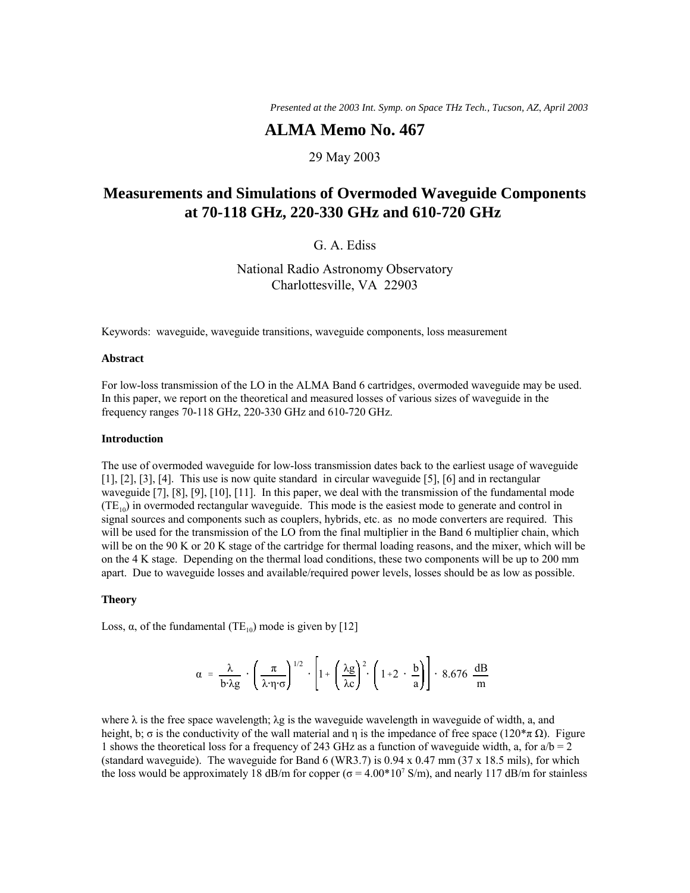*Presented at the 2003 Int. Symp. on Space THz Tech., Tucson, AZ, April 2003*

# ALMA Memo No. 467

29 May 2003

## Measurements and Simulations of Overmoded Waveguide Components at 70-118 GHz, 220-330 GHz and 610-720 GHz

G. A. Ediss

National Radio Astronomy Observatory
Charlottesville, VA 22903

Keywords: waveguide, waveguide transitions, waveguide components, loss measurement

### Abstract

For low-loss transmission of the LO in the ALMA Band 6 cartridges, overmoded waveguide may be used. In this paper, we report on the theoretical and measured losses of various sizes of waveguide in the frequency ranges 70-118 GHz, 220-330 GHz and 610-720 GHz.

### Introduction

The use of overmoded waveguide for low-loss transmission dates back to the earliest usage of waveguide [1], [2], [3], [4]. This use is now quite standard in circular waveguide [5], [6] and in rectangular waveguide [7], [8], [9], [10], [11]. In this paper, we deal with the transmission of the fundamental mode ($TE_{10}$) in overmoded rectangular waveguide. This mode is the easiest mode to generate and control in signal sources and components such as couplers, hybrids, etc. as no mode converters are required. This will be used for the transmission of the LO from the final multiplier in the Band 6 multiplier chain, which will be on the 90 K or 20 K stage of the cartridge for thermal loading reasons, and the mixer, which will be on the 4 K stage. Depending on the thermal load conditions, these two components will be up to 200 mm apart. Due to waveguide losses and available/required power levels, losses should be as low as possible.

### Theory

Loss, $\alpha$, of the fundamental ($TE_{10}$) mode is given by [12]

$$\alpha = \frac{\lambda}{b \cdot \lambda g} \cdot \left( \frac{\pi}{\lambda \cdot \eta \cdot \sigma} \right)^{1/2} \cdot \left[ 1 + \left( \frac{\lambda g}{\lambda c} \right)^2 \cdot \left( 1 + 2 \cdot \frac{b}{a} \right) \right] \cdot 8.676 \ \frac{\text{dB}}{\text{m}}$$

where $\lambda$ is the free space wavelength; $\lambda g$ is the waveguide wavelength in waveguide of width, a, and height, b; $\sigma$ is the conductivity of the wall material and $\eta$ is the impedance of free space ($120 * \pi \ \Omega$). Figure 1 shows the theoretical loss for a frequency of 243 GHz as a function of waveguide width, a, for a/b = 2 (standard waveguide). The waveguide for Band 6 (WR3.7) is 0.94 x 0.47 mm (37 x 18.5 mils), for which the loss would be approximately 18 dB/m for copper ($\sigma = 4.00 * 10^7$ S/m), and nearly 117 dB/m for stainless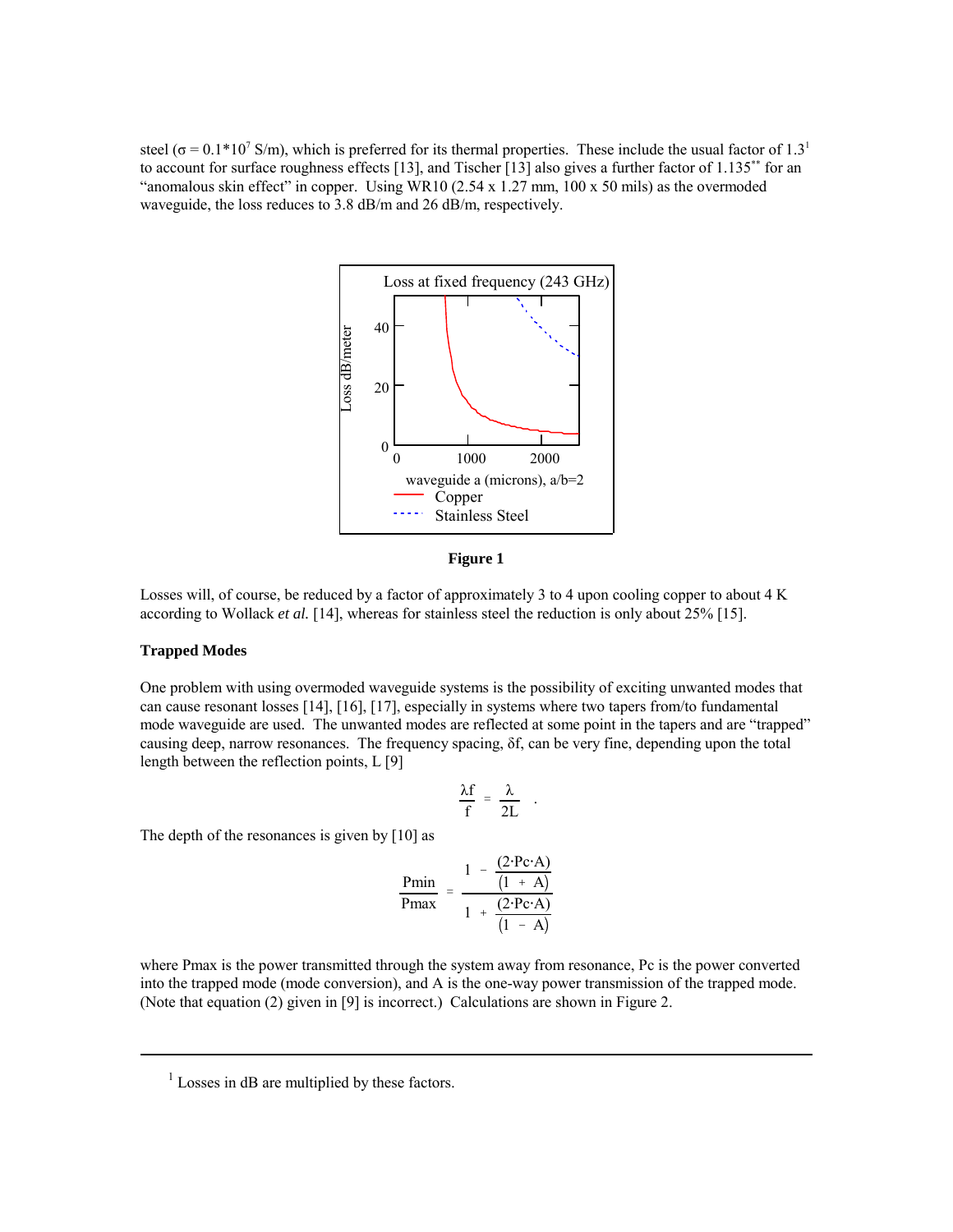steel (σ = 0.1*10$^7$ S/m), which is preferred for its thermal properties. These include the usual factor of 1.3[1] to account for surface roughness effects [13], and Tischer [13] also gives a further factor of 1.135** for an "anomalous skin effect" in copper. Using WR10 (2.54 x 1.27 mm, 100 x 50 mils) as the overmoded waveguide, the loss reduces to 3.8 dB/m and 26 dB/m, respectively.

**Figure 1**

Losses will, of course, be reduced by a factor of approximately 3 to 4 upon cooling copper to about 4 K according to Wollack *et al.* [14], whereas for stainless steel the reduction is only about 25% [15].

**Trapped Modes**

One problem with using overmoded waveguide systems is the possibility of exciting unwanted modes that can cause resonant losses [14], [16], [17], especially in systems where two tapers from/to fundamental mode waveguide are used. The unwanted modes are reflected at some point in the tapers and are "trapped" causing deep, narrow resonances. The frequency spacing, δf, can be very fine, depending upon the total length between the reflection points, L [9]

$$\frac{\lambda f}{f} = \frac{\lambda}{2L} \quad .$$

The depth of the resonances is given by [10] as

$$\frac{Pmin}{Pmax} = \frac{1 - \frac{(2 \cdot Pc \cdot A)}{(1 + A)}}{1 + \frac{(2 \cdot Pc \cdot A)}{(1 - A)}}$$

where Pmax is the power transmitted through the system away from resonance, Pc is the power converted into the trapped mode (mode conversion), and A is the one-way power transmission of the trapped mode. (Note that equation (2) given in [9] is incorrect.) Calculations are shown in Figure 2.

---

[1] Losses in dB are multiplied by these factors.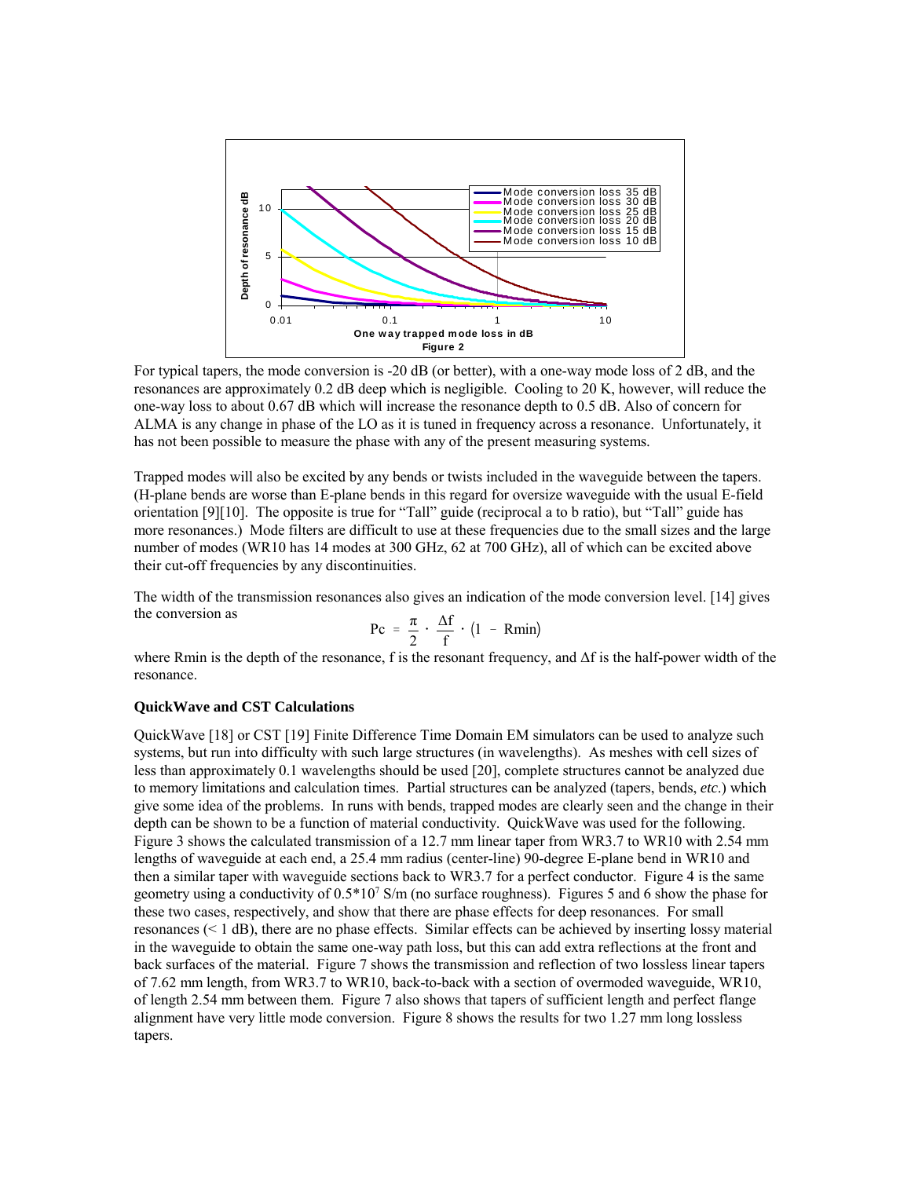Figure 2

For typical tapers, the mode conversion is -20 dB (or better), with a one-way mode loss of 2 dB, and the resonances are approximately 0.2 dB deep which is negligible. Cooling to 20 K, however, will reduce the one-way loss to about 0.67 dB which will increase the resonance depth to 0.5 dB. Also of concern for ALMA is any change in phase of the LO as it is tuned in frequency across a resonance. Unfortunately, it has not been possible to measure the phase with any of the present measuring systems.

Trapped modes will also be excited by any bends or twists included in the waveguide between the tapers. (H-plane bends are worse than E-plane bends in this regard for oversize waveguide with the usual E-field orientation [9][10]. The opposite is true for "Tall" guide (reciprocal a to b ratio), but "Tall" guide has more resonances.) Mode filters are difficult to use at these frequencies due to the small sizes and the large number of modes (WR10 has 14 modes at 300 GHz, 62 at 700 GHz), all of which can be excited above their cut-off frequencies by any discontinuities.

The width of the transmission resonances also gives an indication of the mode conversion level. [14] gives the conversion as

$$Pc = \frac{\pi}{2} \cdot \frac{\Delta f}{f} \cdot (1 - Rmin)$$

where Rmin is the depth of the resonance, f is the resonant frequency, and $\Delta f$ is the half-power width of the resonance.

### QuickWave and CST Calculations

QuickWave [18] or CST [19] Finite Difference Time Domain EM simulators can be used to analyze such systems, but run into difficulty with such large structures (in wavelengths). As meshes with cell sizes of less than approximately 0.1 wavelengths should be used [20], complete structures cannot be analyzed due to memory limitations and calculation times. Partial structures can be analyzed (tapers, bends, *etc.*) which give some idea of the problems. In runs with bends, trapped modes are clearly seen and the change in their depth can be shown to be a function of material conductivity. QuickWave was used for the following. Figure 3 shows the calculated transmission of a 12.7 mm linear taper from WR3.7 to WR10 with 2.54 mm lengths of waveguide at each end, a 25.4 mm radius (center-line) 90-degree E-plane bend in WR10 and then a similar taper with waveguide sections back to WR3.7 for a perfect conductor. Figure 4 is the same geometry using a conductivity of $0.5 \times 10^7$ S/m (no surface roughness). Figures 5 and 6 show the phase for these two cases, respectively, and show that there are phase effects for deep resonances. For small resonances (< 1 dB), there are no phase effects. Similar effects can be achieved by inserting lossy material in the waveguide to obtain the same one-way path loss, but this can add extra reflections at the front and back surfaces of the material. Figure 7 shows the transmission and reflection of two lossless linear tapers of 7.62 mm length, from WR3.7 to WR10, back-to-back with a section of overmoded waveguide, WR10, of length 2.54 mm between them. Figure 7 also shows that tapers of sufficient length and perfect flange alignment have very little mode conversion. Figure 8 shows the results for two 1.27 mm long lossless tapers.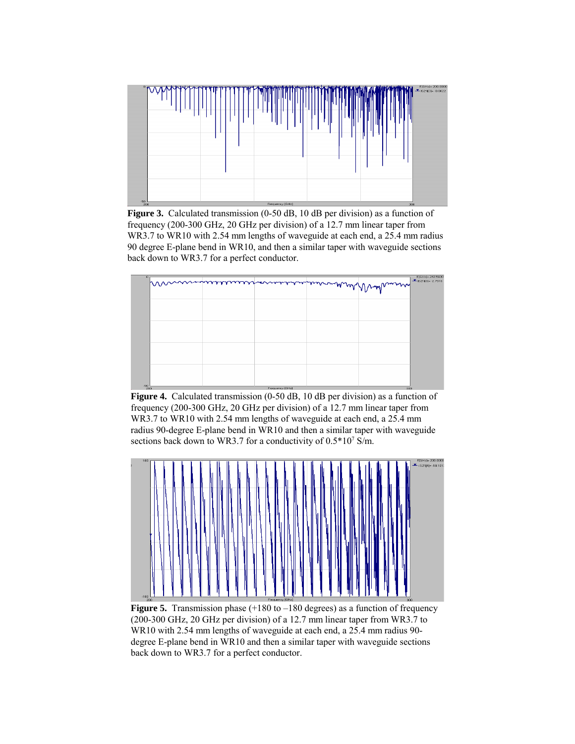**Figure 3.** Calculated transmission (0-50 dB, 10 dB per division) as a function of frequency (200-300 GHz, 20 GHz per division) of a 12.7 mm linear taper from WR3.7 to WR10 with 2.54 mm lengths of waveguide at each end, a 25.4 mm radius 90 degree E-plane bend in WR10, and then a similar taper with waveguide sections back down to WR3.7 for a perfect conductor.

**Figure 4.** Calculated transmission (0-50 dB, 10 dB per division) as a function of frequency (200-300 GHz, 20 GHz per division) of a 12.7 mm linear taper from WR3.7 to WR10 with 2.54 mm lengths of waveguide at each end, a 25.4 mm radius 90-degree E-plane bend in WR10 and then a similar taper with waveguide sections back down to WR3.7 for a conductivity of $0.5 \times 10^7$ S/m.

**Figure 5.** Transmission phase (+180 to –180 degrees) as a function of frequency (200-300 GHz, 20 GHz per division) of a 12.7 mm linear taper from WR3.7 to WR10 with 2.54 mm lengths of waveguide at each end, a 25.4 mm radius 90-degree E-plane bend in WR10 and then a similar taper with waveguide sections back down to WR3.7 for a perfect conductor.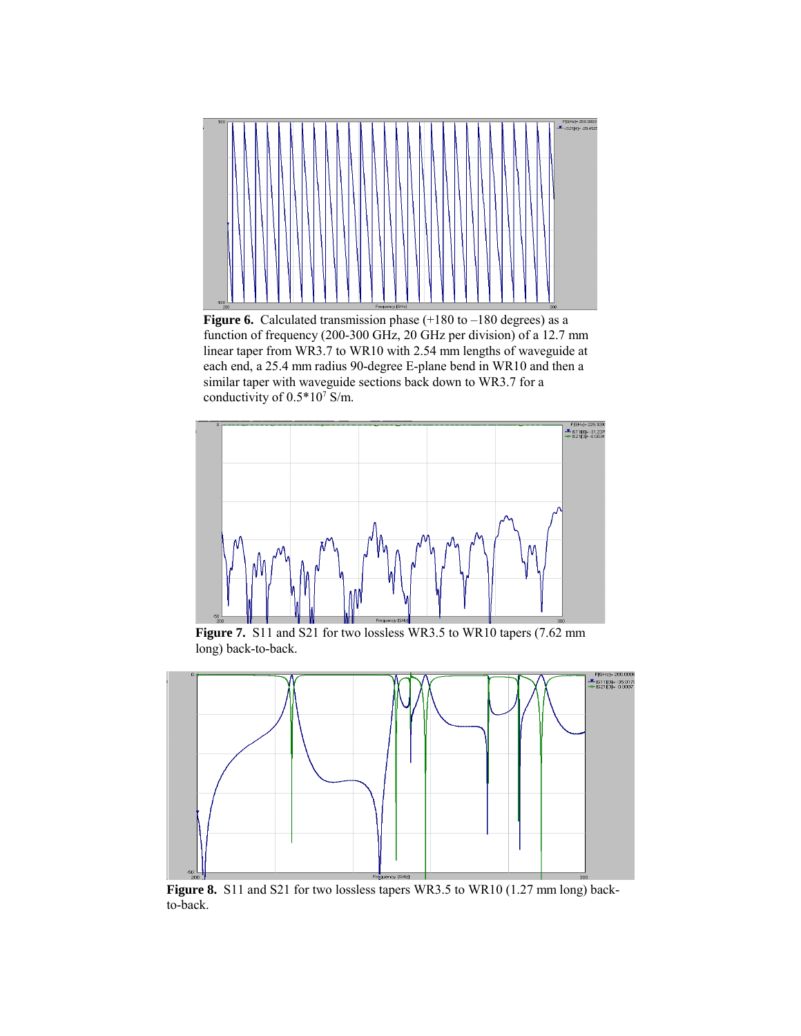**Figure 6.** Calculated transmission phase (+180 to –180 degrees) as a function of frequency (200-300 GHz, 20 GHz per division) of a 12.7 mm linear taper from WR3.7 to WR10 with 2.54 mm lengths of waveguide at each end, a 25.4 mm radius 90-degree E-plane bend in WR10 and then a similar taper with waveguide sections back down to WR3.7 for a conductivity of $0.5*10^7$ S/m.

**Figure 7.** S11 and S21 for two lossless WR3.5 to WR10 tapers (7.62 mm long) back-to-back.

**Figure 8.** S11 and S21 for two lossless tapers WR3.5 to WR10 (1.27 mm long) back-to-back.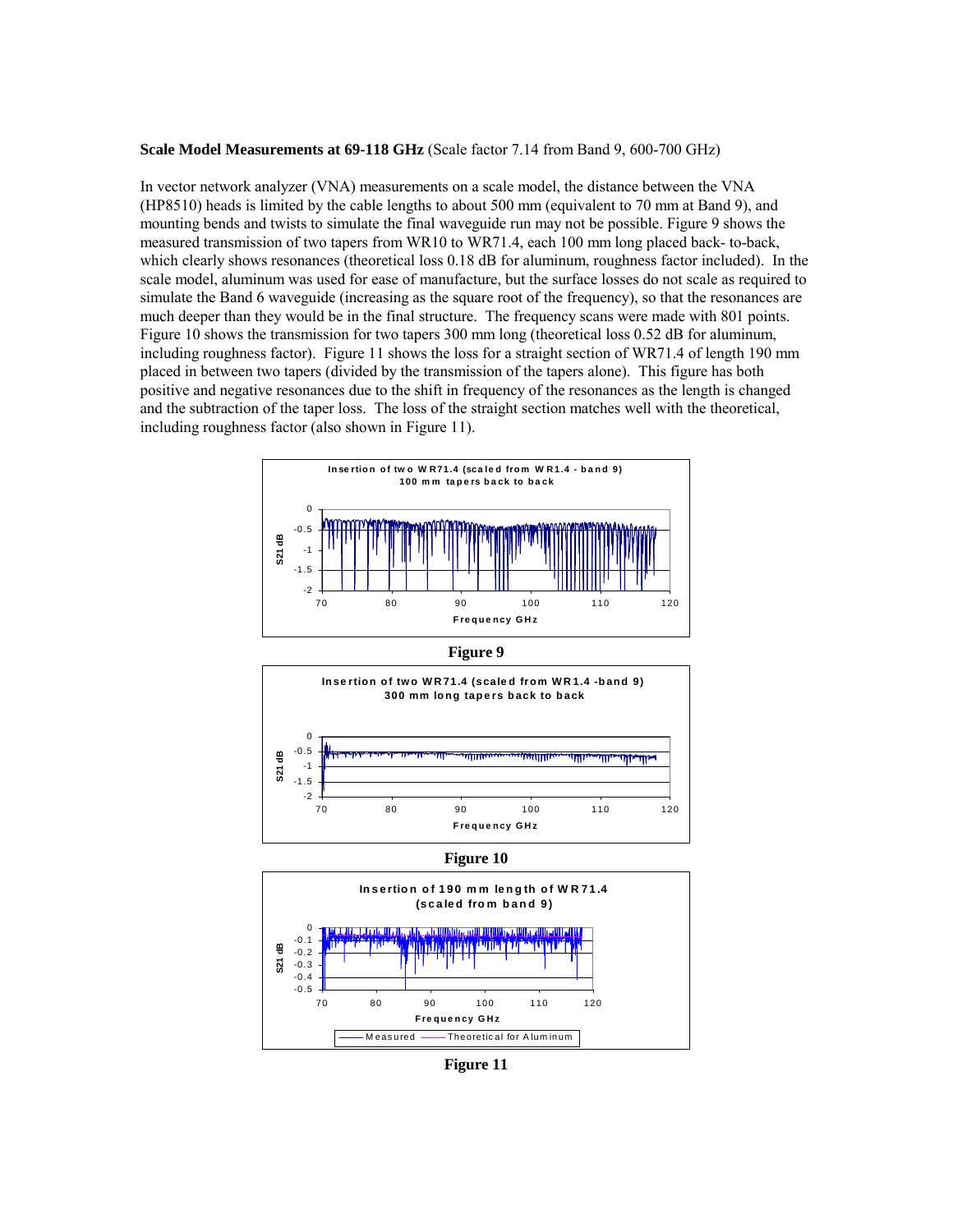**Scale Model Measurements at 69-118 GHz** (Scale factor 7.14 from Band 9, 600-700 GHz)

In vector network analyzer (VNA) measurements on a scale model, the distance between the VNA (HP8510) heads is limited by the cable lengths to about 500 mm (equivalent to 70 mm at Band 9), and mounting bends and twists to simulate the final waveguide run may not be possible. Figure 9 shows the measured transmission of two tapers from WR10 to WR71.4, each 100 mm long placed back- to-back, which clearly shows resonances (theoretical loss 0.18 dB for aluminum, roughness factor included). In the scale model, aluminum was used for ease of manufacture, but the surface losses do not scale as required to simulate the Band 6 waveguide (increasing as the square root of the frequency), so that the resonances are much deeper than they would be in the final structure. The frequency scans were made with 801 points. Figure 10 shows the transmission for two tapers 300 mm long (theoretical loss 0.52 dB for aluminum, including roughness factor). Figure 11 shows the loss for a straight section of WR71.4 of length 190 mm placed in between two tapers (divided by the transmission of the tapers alone). This figure has both positive and negative resonances due to the shift in frequency of the resonances as the length is changed and the subtraction of the taper loss. The loss of the straight section matches well with the theoretical, including roughness factor (also shown in Figure 11).

**Figure 9**

**Figure 10**

**Figure 11**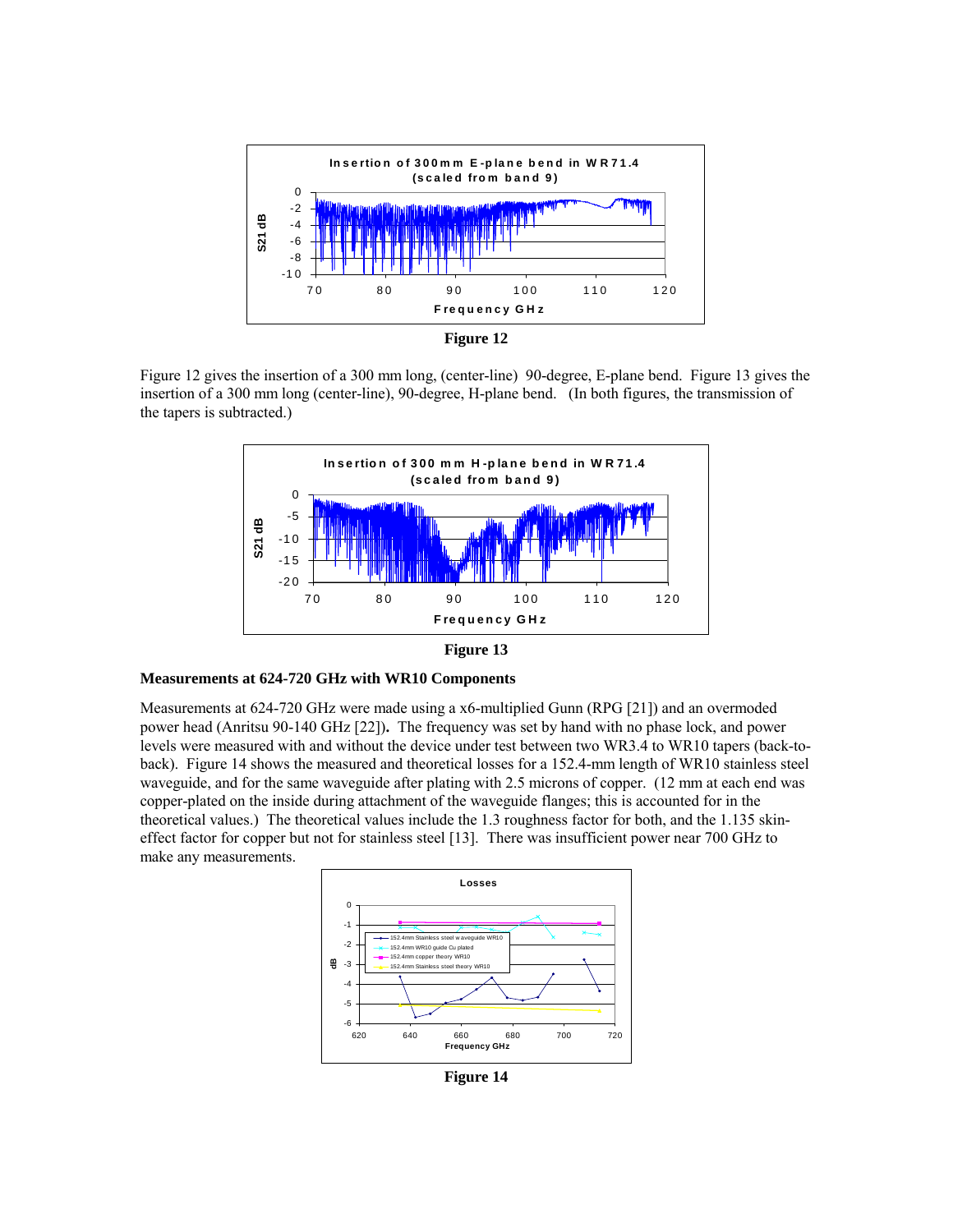Figure 12

Figure 12 gives the insertion of a 300 mm long, (center-line) 90-degree, E-plane bend. Figure 13 gives the insertion of a 300 mm long (center-line), 90-degree, H-plane bend. (In both figures, the transmission of the tapers is subtracted.)

Figure 13

**Measurements at 624-720 GHz with WR10 Components**

Measurements at 624-720 GHz were made using a x6-multiplied Gunn (RPG [21]) and an overmoded power head (Anritsu 90-140 GHz [22]). The frequency was set by hand with no phase lock, and power levels were measured with and without the device under test between two WR3.4 to WR10 tapers (back-to-back). Figure 14 shows the measured and theoretical losses for a 152.4-mm length of WR10 stainless steel waveguide, and for the same waveguide after plating with 2.5 microns of copper. (12 mm at each end was copper-plated on the inside during attachment of the waveguide flanges; this is accounted for in the theoretical values.) The theoretical values include the 1.3 roughness factor for both, and the 1.135 skin-effect factor for copper but not for stainless steel [13]. There was insufficient power near 700 GHz to make any measurements.

Figure 14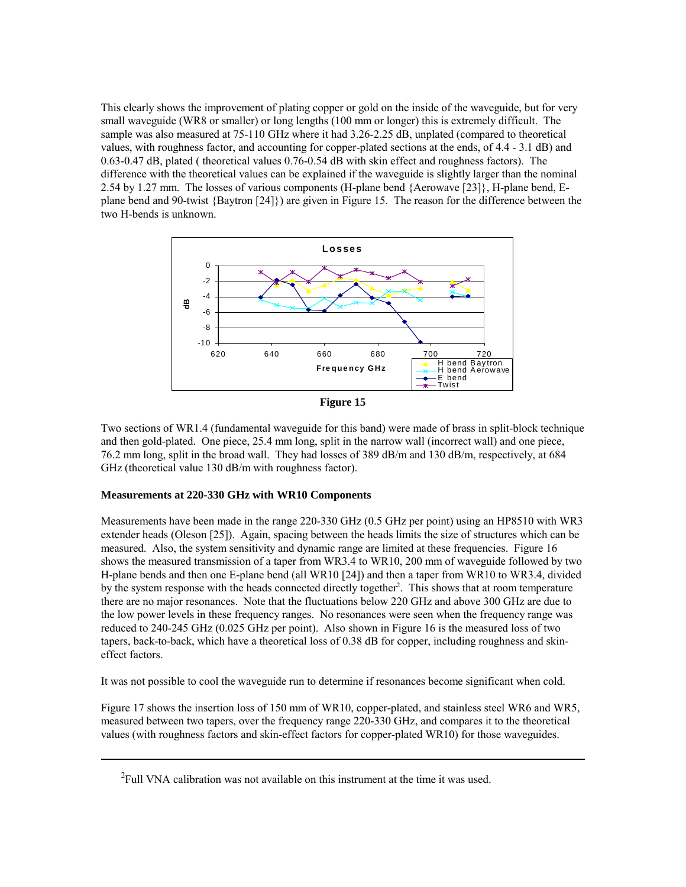This clearly shows the improvement of plating copper or gold on the inside of the waveguide, but for very small waveguide (WR8 or smaller) or long lengths (100 mm or longer) this is extremely difficult. The sample was also measured at 75-110 GHz where it had 3.26-2.25 dB, unplated (compared to theoretical values, with roughness factor, and accounting for copper-plated sections at the ends, of 4.4 - 3.1 dB) and 0.63-0.47 dB, plated ( theoretical values 0.76-0.54 dB with skin effect and roughness factors). The difference with the theoretical values can be explained if the waveguide is slightly larger than the nominal 2.54 by 1.27 mm. The losses of various components (H-plane bend {Aerowave [23]}, H-plane bend, E-plane bend and 90-twist {Baytron [24]}) are given in Figure 15. The reason for the difference between the two H-bends is unknown.

**Figure 15**

Two sections of WR1.4 (fundamental waveguide for this band) were made of brass in split-block technique and then gold-plated. One piece, 25.4 mm long, split in the narrow wall (incorrect wall) and one piece, 76.2 mm long, split in the broad wall. They had losses of 389 dB/m and 130 dB/m, respectively, at 684 GHz (theoretical value 130 dB/m with roughness factor).

**Measurements at 220-330 GHz with WR10 Components**

Measurements have been made in the range 220-330 GHz (0.5 GHz per point) using an HP8510 with WR3 extender heads (Oleson [25]). Again, spacing between the heads limits the size of structures which can be measured. Also, the system sensitivity and dynamic range are limited at these frequencies. Figure 16 shows the measured transmission of a taper from WR3.4 to WR10, 200 mm of waveguide followed by two H-plane bends and then one E-plane bend (all WR10 [24]) and then a taper from WR10 to WR3.4, divided by the system response with the heads connected directly together[2]. This shows that at room temperature there are no major resonances. Note that the fluctuations below 220 GHz and above 300 GHz are due to the low power levels in these frequency ranges. No resonances were seen when the frequency range was reduced to 240-245 GHz (0.025 GHz per point). Also shown in Figure 16 is the measured loss of two tapers, back-to-back, which have a theoretical loss of 0.38 dB for copper, including roughness and skin-effect factors.

It was not possible to cool the waveguide run to determine if resonances become significant when cold.

Figure 17 shows the insertion loss of 150 mm of WR10, copper-plated, and stainless steel WR6 and WR5, measured between two tapers, over the frequency range 220-330 GHz, and compares it to the theoretical values (with roughness factors and skin-effect factors for copper-plated WR10) for those waveguides.

---

[2]Full VNA calibration was not available on this instrument at the time it was used.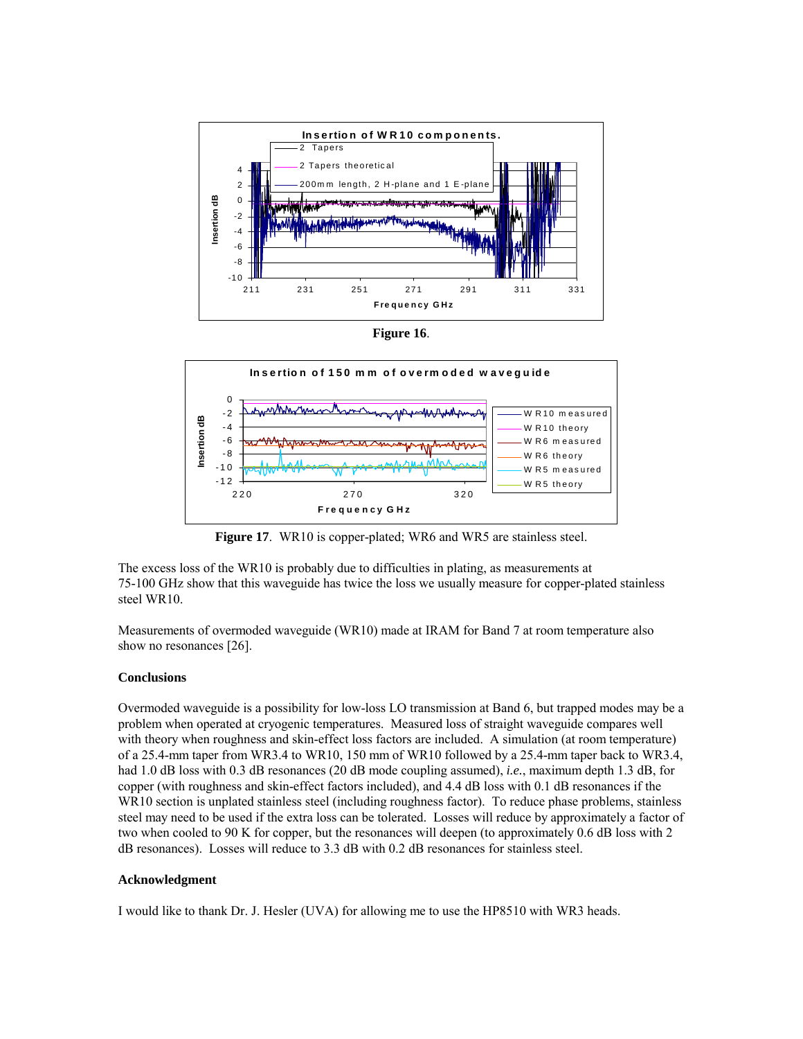**Figure 16**.

**Figure 17**. WR10 is copper-plated; WR6 and WR5 are stainless steel.

The excess loss of the WR10 is probably due to difficulties in plating, as measurements at 75-100 GHz show that this waveguide has twice the loss we usually measure for copper-plated stainless steel WR10.

Measurements of overmoded waveguide (WR10) made at IRAM for Band 7 at room temperature also show no resonances [26].

### Conclusions

Overmoded waveguide is a possibility for low-loss LO transmission at Band 6, but trapped modes may be a problem when operated at cryogenic temperatures. Measured loss of straight waveguide compares well with theory when roughness and skin-effect loss factors are included. A simulation (at room temperature) of a 25.4-mm taper from WR3.4 to WR10, 150 mm of WR10 followed by a 25.4-mm taper back to WR3.4, had 1.0 dB loss with 0.3 dB resonances (20 dB mode coupling assumed), *i.e.*, maximum depth 1.3 dB, for copper (with roughness and skin-effect factors included), and 4.4 dB loss with 0.1 dB resonances if the WR10 section is unplated stainless steel (including roughness factor). To reduce phase problems, stainless steel may need to be used if the extra loss can be tolerated. Losses will reduce by approximately a factor of two when cooled to 90 K for copper, but the resonances will deepen (to approximately 0.6 dB loss with 2 dB resonances). Losses will reduce to 3.3 dB with 0.2 dB resonances for stainless steel.

### Acknowledgment

I would like to thank Dr. J. Hesler (UVA) for allowing me to use the HP8510 with WR3 heads.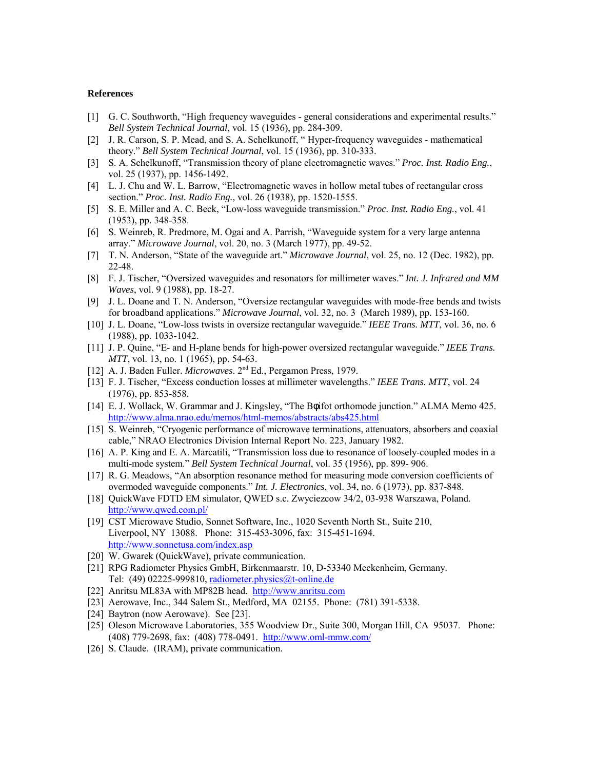**References**

[1] G. C. Southworth, "High frequency waveguides - general considerations and experimental results." *Bell System Technical Journal*, vol. 15 (1936), pp. 284-309.

[2] J. R. Carson, S. P. Mead, and S. A. Schelkunoff, " Hyper-frequency waveguides - mathematical theory." *Bell System Technical Journal*, vol. 15 (1936), pp. 310-333.

[3] S. A. Schelkunoff, "Transmission theory of plane electromagnetic waves." *Proc. Inst. Radio Eng.*, vol. 25 (1937), pp. 1456-1492.

[4] L. J. Chu and W. L. Barrow, "Electromagnetic waves in hollow metal tubes of rectangular cross section." *Proc. Inst. Radio Eng.*, vol. 26 (1938), pp. 1520-1555.

[5] S. E. Miller and A. C. Beck, "Low-loss waveguide transmission." *Proc. Inst. Radio Eng.*, vol. 41 (1953), pp. 348-358.

[6] S. Weinreb, R. Predmore, M. Ogai and A. Parrish, "Waveguide system for a very large antenna array." *Microwave Journal*, vol. 20, no. 3 (March 1977), pp. 49-52.

[7] T. N. Anderson, "State of the waveguide art." *Microwave Journal*, vol. 25, no. 12 (Dec. 1982), pp. 22-48.

[8] F. J. Tischer, "Oversized waveguides and resonators for millimeter waves." *Int. J. Infrared and MM Waves*, vol. 9 (1988), pp. 18-27.

[9] J. L. Doane and T. N. Anderson, "Oversize rectangular waveguides with mode-free bends and twists for broadband applications." *Microwave Journal*, vol. 32, no. 3 (March 1989), pp. 153-160.

[10] J. L. Doane, "Low-loss twists in oversize rectangular waveguide." *IEEE Trans. MTT*, vol. 36, no. 6 (1988), pp. 1033-1042.

[11] J. P. Quine, "E- and H-plane bends for high-power oversized rectangular waveguide." *IEEE Trans. MTT*, vol. 13, no. 1 (1965), pp. 54-63.

[12] A. J. Baden Fuller. *Microwaves*. 2nd Ed., Pergamon Press, 1979.

[13] F. J. Tischer, "Excess conduction losses at millimeter wavelengths." *IEEE Trans. MTT*, vol. 24 (1976), pp. 853-858.

[14] E. J. Wollack, W. Grammar and J. Kingsley, "The Bøifot orthomode junction." ALMA Memo 425. http://www.alma.nrao.edu/memos/html-memos/abstracts/abs425.html

[15] S. Weinreb, "Cryogenic performance of microwave terminations, attenuators, absorbers and coaxial cable," NRAO Electronics Division Internal Report No. 223, January 1982.

[16] A. P. King and E. A. Marcatili, "Transmission loss due to resonance of loosely-coupled modes in a multi-mode system." *Bell System Technical Journal*, vol. 35 (1956), pp. 899- 906.

[17] R. G. Meadows, "An absorption resonance method for measuring mode conversion coefficients of overmoded waveguide components." *Int. J. Electronics*, vol. 34, no. 6 (1973), pp. 837-848.

[18] QuickWave FDTD EM simulator, QWED s.c. Zwyciezcow 34/2, 03-938 Warszawa, Poland. http://www.qwed.com.pl/

[19] CST Microwave Studio, Sonnet Software, Inc., 1020 Seventh North St., Suite 210, Liverpool, NY 13088. Phone: 315-453-3096, fax: 315-451-1694. http://www.sonnetusa.com/index.asp

[20] W. Gwarek (QuickWave), private communication.

[21] RPG Radiometer Physics GmbH, Birkenmaarstr. 10, D-53340 Meckenheim, Germany. Tel: (49) 02225-999810, radiometer.physics@t-online.de

[22] Anritsu ML83A with MP82B head. http://www.anritsu.com

[23] Aerowave, Inc., 344 Salem St., Medford, MA 02155. Phone: (781) 391-5338.

[24] Baytron (now Aerowave). See [23].

[25] Oleson Microwave Laboratories, 355 Woodview Dr., Suite 300, Morgan Hill, CA 95037. Phone: (408) 779-2698, fax: (408) 778-0491. http://www.oml-mmw.com/

[26] S. Claude. (IRAM), private communication.